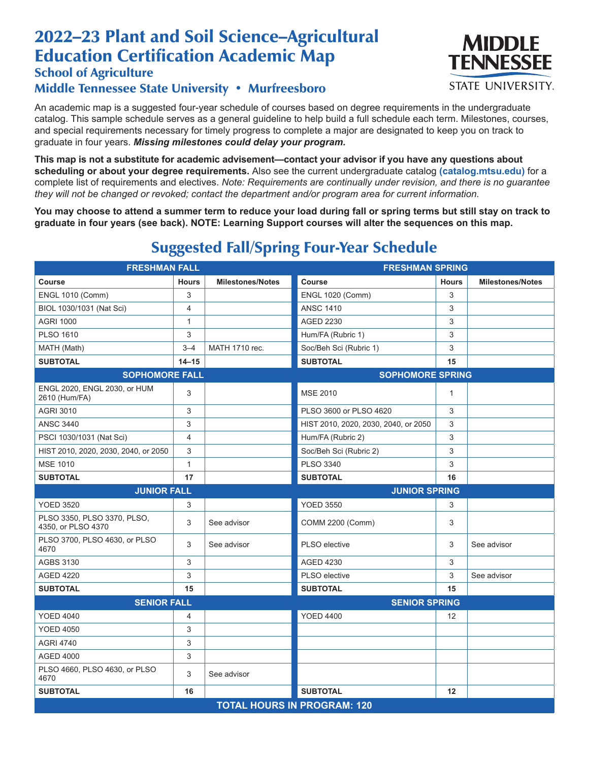# 2022–23 Plant and Soil Science–Agricultural Education Certification Academic Map

## School of Agriculture

## Middle Tennessee State University • Murfreesboro

An academic map is a suggested four-year schedule of courses based on degree requirements in the undergraduate catalog. This sample schedule serves as a general guideline to help build a full schedule each term. Milestones, courses, and special requirements necessary for timely progress to complete a major are designated to keep you on track to graduate in four years. ***Missing milestones could delay your program.***

**This map is not a substitute for academic advisement—contact your advisor if you have any questions about scheduling or about your degree requirements.** Also see the current undergraduate catalog **(catalog.mtsu.edu)** for a complete list of requirements and electives. *Note: Requirements are continually under revision, and there is no guarantee they will not be changed or revoked; contact the department and/or program area for current information.*

**You may choose to attend a summer term to reduce your load during fall or spring terms but still stay on track to graduate in four years (see back). NOTE: Learning Support courses will alter the sequences on this map.**

## Suggested Fall/Spring Four-Year Schedule

| FRESHMAN FALL | | | FRESHMAN SPRING | | |
|---|---|---|---|---|---|
| **Course** | **Hours** | **Milestones/Notes** | **Course** | **Hours** | **Milestones/Notes** |
| ENGL 1010 (Comm) | 3 | | ENGL 1020 (Comm) | 3 | |
| BIOL 1030/1031 (Nat Sci) | 4 | | ANSC 1410 | 3 | |
| AGRI 1000 | 1 | | AGED 2230 | 3 | |
| PLSO 1610 | 3 | | Hum/FA (Rubric 1) | 3 | |
| MATH (Math) | 3–4 | MATH 1710 rec. | Soc/Beh Sci (Rubric 1) | 3 | |
| **SUBTOTAL** | **14–15** | | **SUBTOTAL** | **15** | |
| **SOPHOMORE FALL** | | | **SOPHOMORE SPRING** | | |
| ENGL 2020, ENGL 2030, or HUM 2610 (Hum/FA) | 3 | | MSE 2010 | 1 | |
| AGRI 3010 | 3 | | PLSO 3600 or PLSO 4620 | 3 | |
| ANSC 3440 | 3 | | HIST 2010, 2020, 2030, 2040, or 2050 | 3 | |
| PSCI 1030/1031 (Nat Sci) | 4 | | Hum/FA (Rubric 2) | 3 | |
| HIST 2010, 2020, 2030, 2040, or 2050 | 3 | | Soc/Beh Sci (Rubric 2) | 3 | |
| MSE 1010 | 1 | | PLSO 3340 | 3 | |
| **SUBTOTAL** | **17** | | **SUBTOTAL** | **16** | |
| **JUNIOR FALL** | | | **JUNIOR SPRING** | | |
| YOED 3520 | 3 | | YOED 3550 | 3 | |
| PLSO 3350, PLSO 3370, PLSO, 4350, or PLSO 4370 | 3 | See advisor | COMM 2200 (Comm) | 3 | |
| PLSO 3700, PLSO 4630, or PLSO 4670 | 3 | See advisor | PLSO elective | 3 | See advisor |
| AGBS 3130 | 3 | | AGED 4230 | 3 | |
| AGED 4220 | 3 | | PLSO elective | 3 | See advisor |
| **SUBTOTAL** | **15** | | **SUBTOTAL** | **15** | |
| **SENIOR FALL** | | | **SENIOR SPRING** | | |
| YOED 4040 | 4 | | YOED 4400 | 12 | |
| YOED 4050 | 3 | | | | |
| AGRI 4740 | 3 | | | | |
| AGED 4000 | 3 | | | | |
| PLSO 4660, PLSO 4630, or PLSO 4670 | 3 | See advisor | | | |
| **SUBTOTAL** | **16** | | **SUBTOTAL** | **12** | |
| **TOTAL HOURS IN PROGRAM: 120** | | | | | |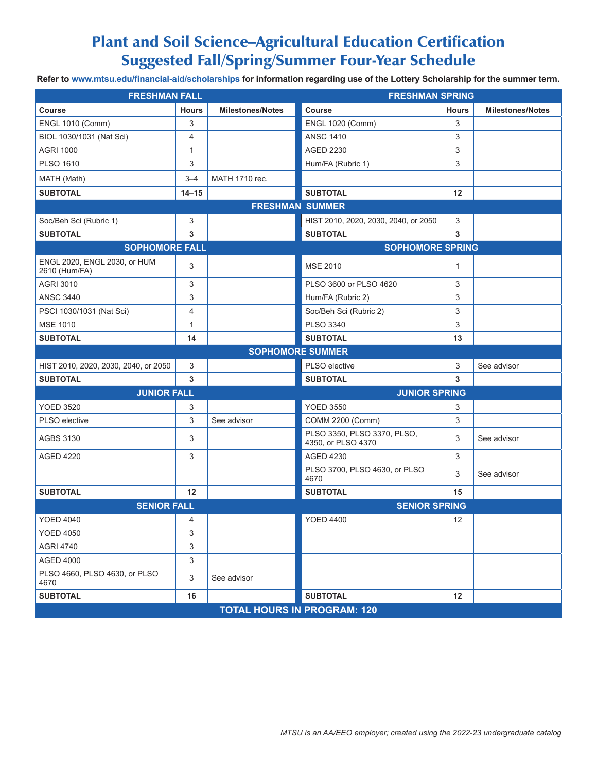# Plant and Soil Science–Agricultural Education Certification Suggested Fall/Spring/Summer Four-Year Schedule

**Refer to www.mtsu.edu/financial-aid/scholarships for information regarding use of the Lottery Scholarship for the summer term.**

| FRESHMAN FALL | | | FRESHMAN SPRING | | |
|---|---|---|---|---|---|
| **Course** | **Hours** | **Milestones/Notes** | **Course** | **Hours** | **Milestones/Notes** |
| ENGL 1010 (Comm) | 3 | | ENGL 1020 (Comm) | 3 | |
| BIOL 1030/1031 (Nat Sci) | 4 | | ANSC 1410 | 3 | |
| AGRI 1000 | 1 | | AGED 2230 | 3 | |
| PLSO 1610 | 3 | | Hum/FA (Rubric 1) | 3 | |
| MATH (Math) | 3–4 | MATH 1710 rec. | | | |
| **SUBTOTAL** | **14–15** | | **SUBTOTAL** | **12** | |
| **FRESHMAN SUMMER** | | | | | |
| Soc/Beh Sci (Rubric 1) | 3 | | HIST 2010, 2020, 2030, 2040, or 2050 | 3 | |
| **SUBTOTAL** | **3** | | **SUBTOTAL** | **3** | |
| **SOPHOMORE FALL** | | | **SOPHOMORE SPRING** | | |
| ENGL 2020, ENGL 2030, or HUM 2610 (Hum/FA) | 3 | | MSE 2010 | 1 | |
| AGRI 3010 | 3 | | PLSO 3600 or PLSO 4620 | 3 | |
| ANSC 3440 | 3 | | Hum/FA (Rubric 2) | 3 | |
| PSCI 1030/1031 (Nat Sci) | 4 | | Soc/Beh Sci (Rubric 2) | 3 | |
| MSE 1010 | 1 | | PLSO 3340 | 3 | |
| **SUBTOTAL** | **14** | | **SUBTOTAL** | **13** | |
| **SOPHOMORE SUMMER** | | | | | |
| HIST 2010, 2020, 2030, 2040, or 2050 | 3 | | PLSO elective | 3 | See advisor |
| **SUBTOTAL** | **3** | | **SUBTOTAL** | **3** | |
| **JUNIOR FALL** | | | **JUNIOR SPRING** | | |
| YOED 3520 | 3 | | YOED 3550 | 3 | |
| PLSO elective | 3 | See advisor | COMM 2200 (Comm) | 3 | |
| AGBS 3130 | 3 | | PLSO 3350, PLSO 3370, PLSO, 4350, or PLSO 4370 | 3 | See advisor |
| AGED 4220 | 3 | | AGED 4230 | 3 | |
| | | | PLSO 3700, PLSO 4630, or PLSO 4670 | 3 | See advisor |
| **SUBTOTAL** | **12** | | **SUBTOTAL** | **15** | |
| **SENIOR FALL** | | | **SENIOR SPRING** | | |
| YOED 4040 | 4 | | YOED 4400 | 12 | |
| YOED 4050 | 3 | | | | |
| AGRI 4740 | 3 | | | | |
| AGED 4000 | 3 | | | | |
| PLSO 4660, PLSO 4630, or PLSO 4670 | 3 | See advisor | | | |
| **SUBTOTAL** | **16** | | **SUBTOTAL** | **12** | |
| **TOTAL HOURS IN PROGRAM: 120** | | | | | |

*MTSU is an AA/EEO employer; created using the 2022-23 undergraduate catalog*